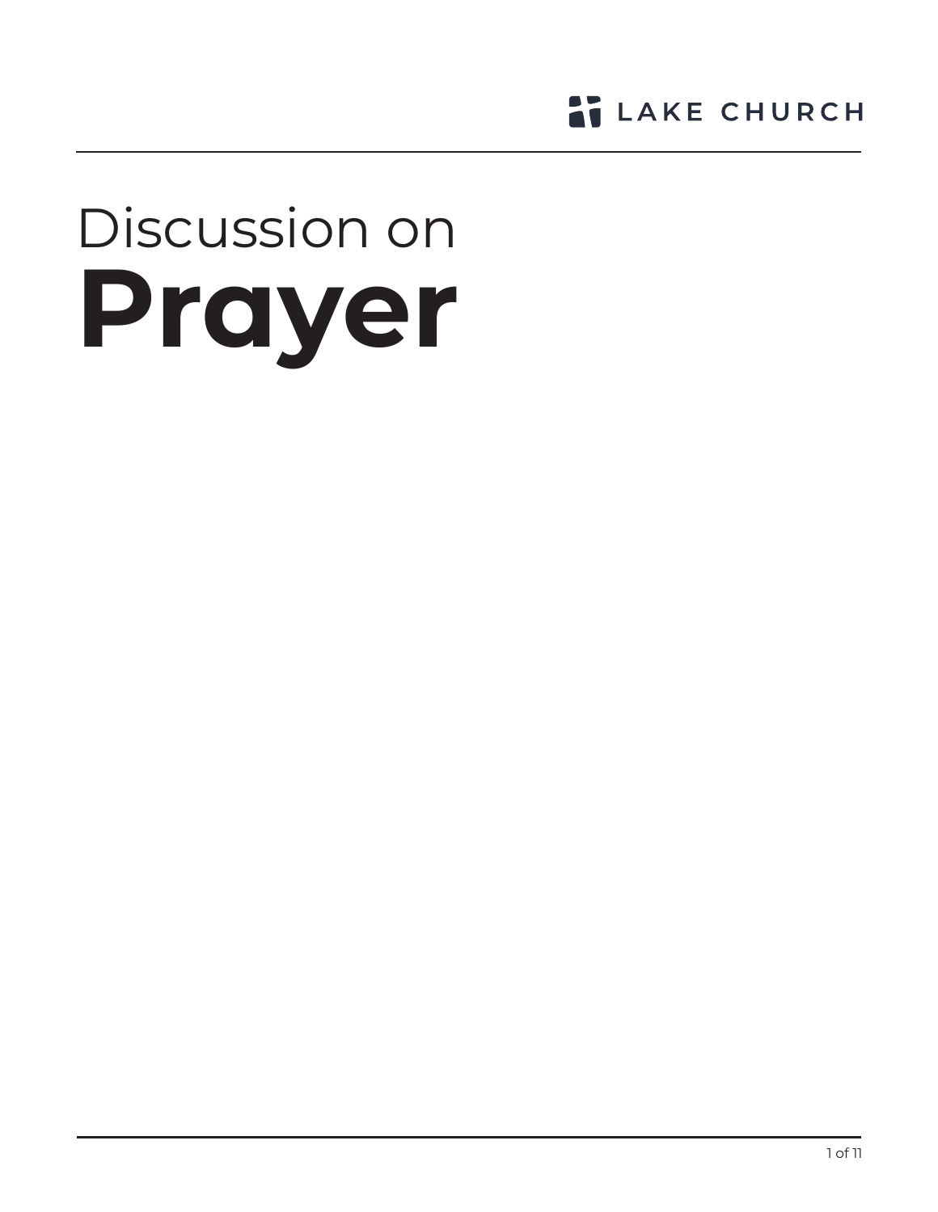LAKE CHURCH

# Discussion on **Prayer**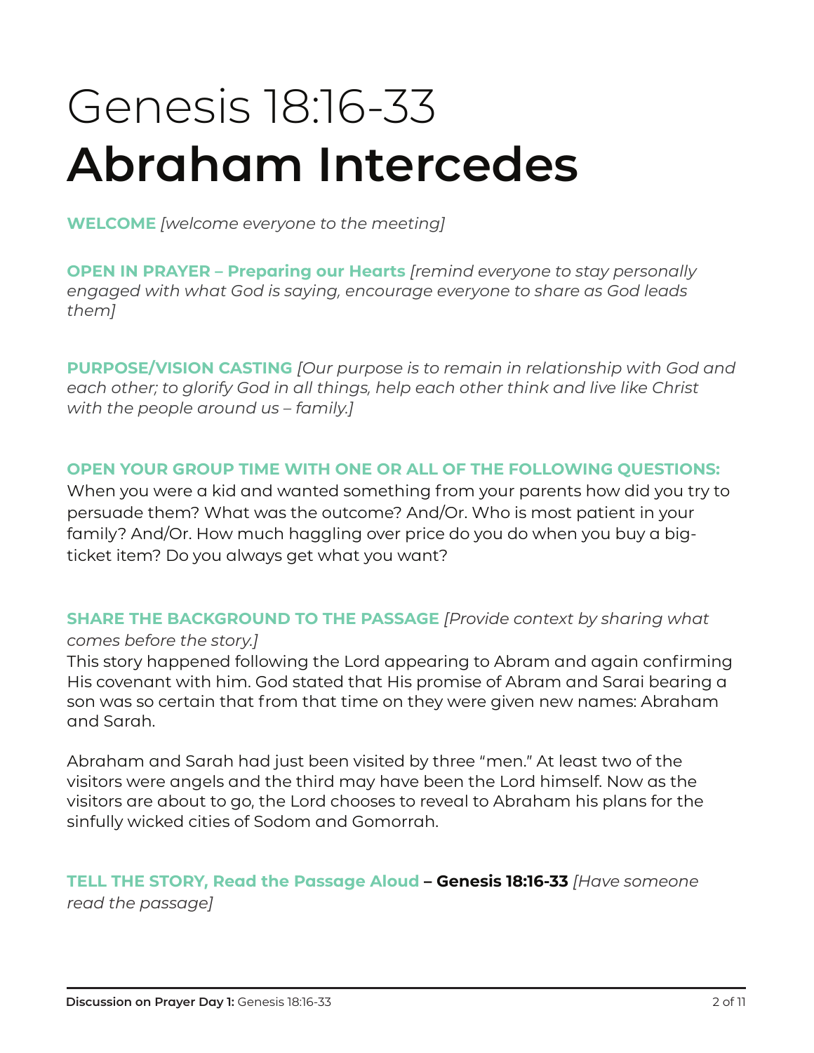# Genesis 18:16-33
# **Abraham Intercedes**

**WELCOME** *[welcome everyone to the meeting]*

**OPEN IN PRAYER – Preparing our Hearts** *[remind everyone to stay personally engaged with what God is saying, encourage everyone to share as God leads them]*

**PURPOSE/VISION CASTING** *[Our purpose is to remain in relationship with God and each other; to glorify God in all things, help each other think and live like Christ with the people around us – family.]*

**OPEN YOUR GROUP TIME WITH ONE OR ALL OF THE FOLLOWING QUESTIONS:**
When you were a kid and wanted something from your parents how did you try to persuade them? What was the outcome? And/Or. Who is most patient in your family? And/Or. How much haggling over price do you do when you buy a big-ticket item? Do you always get what you want?

**SHARE THE BACKGROUND TO THE PASSAGE** *[Provide context by sharing what comes before the story.]*
This story happened following the Lord appearing to Abram and again confirming His covenant with him. God stated that His promise of Abram and Sarai bearing a son was so certain that from that time on they were given new names: Abraham and Sarah.

Abraham and Sarah had just been visited by three "men." At least two of the visitors were angels and the third may have been the Lord himself. Now as the visitors are about to go, the Lord chooses to reveal to Abraham his plans for the sinfully wicked cities of Sodom and Gomorrah.

**TELL THE STORY, Read the Passage Aloud – Genesis 18:16-33** *[Have someone read the passage]*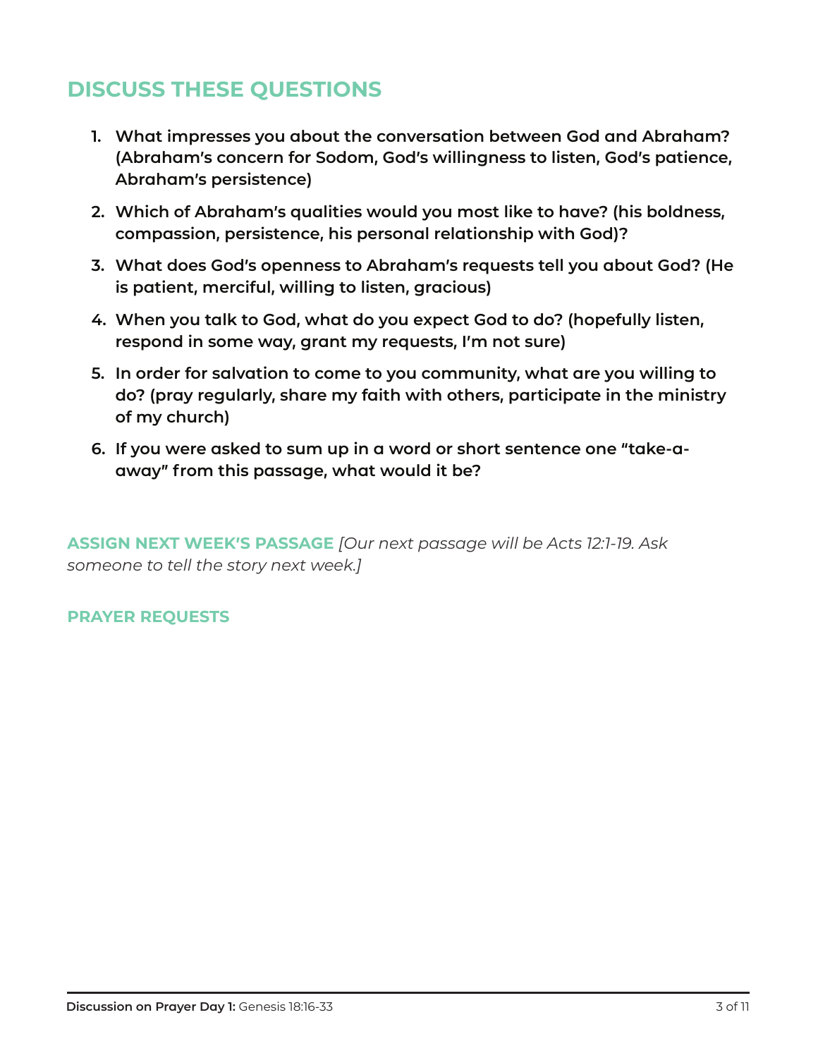## DISCUSS THESE QUESTIONS

1. **What impresses you about the conversation between God and Abraham? (Abraham's concern for Sodom, God's willingness to listen, God's patience, Abraham's persistence)**
2. **Which of Abraham's qualities would you most like to have? (his boldness, compassion, persistence, his personal relationship with God)?**
3. **What does God's openness to Abraham's requests tell you about God? (He is patient, merciful, willing to listen, gracious)**
4. **When you talk to God, what do you expect God to do? (hopefully listen, respond in some way, grant my requests, I'm not sure)**
5. **In order for salvation to come to you community, what are you willing to do? (pray regularly, share my faith with others, participate in the ministry of my church)**
6. **If you were asked to sum up in a word or short sentence one "take-a-away" from this passage, what would it be?**

**ASSIGN NEXT WEEK'S PASSAGE** *[Our next passage will be Acts 12:1-19. Ask someone to tell the story next week.]*

**PRAYER REQUESTS**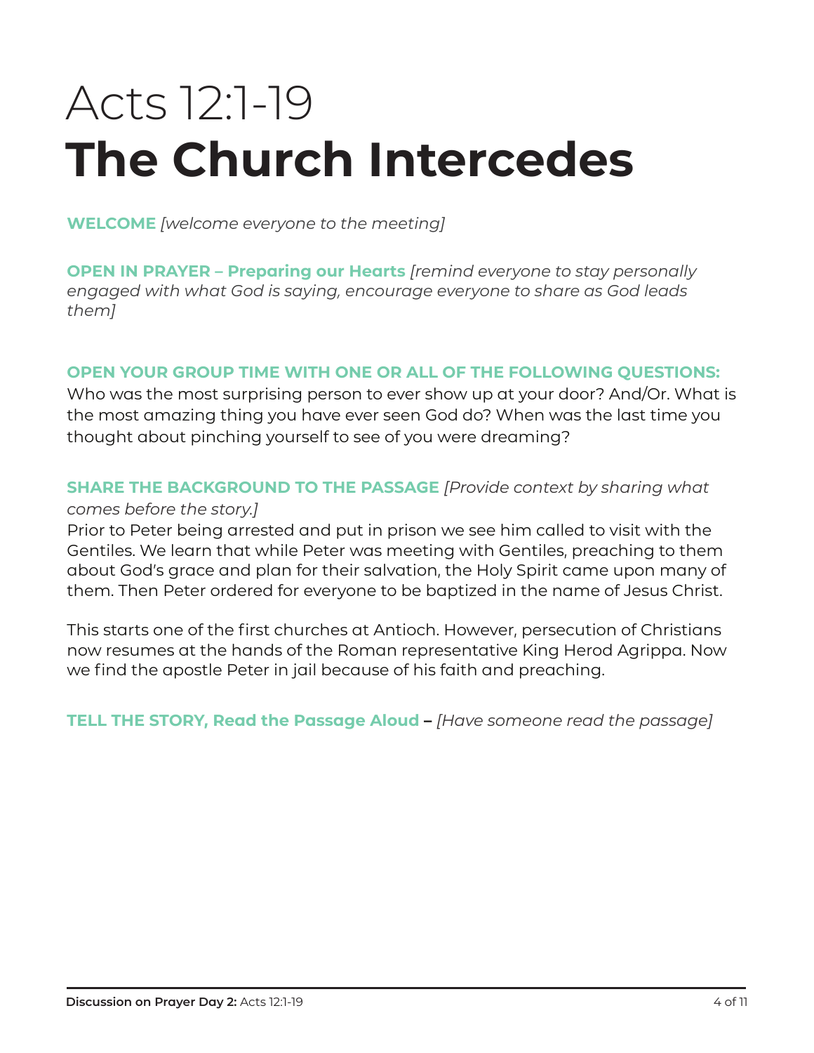# Acts 12:1-19
# **The Church Intercedes**

**WELCOME** *[welcome everyone to the meeting]*

**OPEN IN PRAYER – Preparing our Hearts** *[remind everyone to stay personally engaged with what God is saying, encourage everyone to share as God leads them]*

**OPEN YOUR GROUP TIME WITH ONE OR ALL OF THE FOLLOWING QUESTIONS:**
Who was the most surprising person to ever show up at your door? And/Or. What is the most amazing thing you have ever seen God do? When was the last time you thought about pinching yourself to see of you were dreaming?

**SHARE THE BACKGROUND TO THE PASSAGE** *[Provide context by sharing what comes before the story.]*
Prior to Peter being arrested and put in prison we see him called to visit with the Gentiles. We learn that while Peter was meeting with Gentiles, preaching to them about God's grace and plan for their salvation, the Holy Spirit came upon many of them. Then Peter ordered for everyone to be baptized in the name of Jesus Christ.

This starts one of the first churches at Antioch. However, persecution of Christians now resumes at the hands of the Roman representative King Herod Agrippa. Now we find the apostle Peter in jail because of his faith and preaching.

**TELL THE STORY, Read the Passage Aloud –** *[Have someone read the passage]*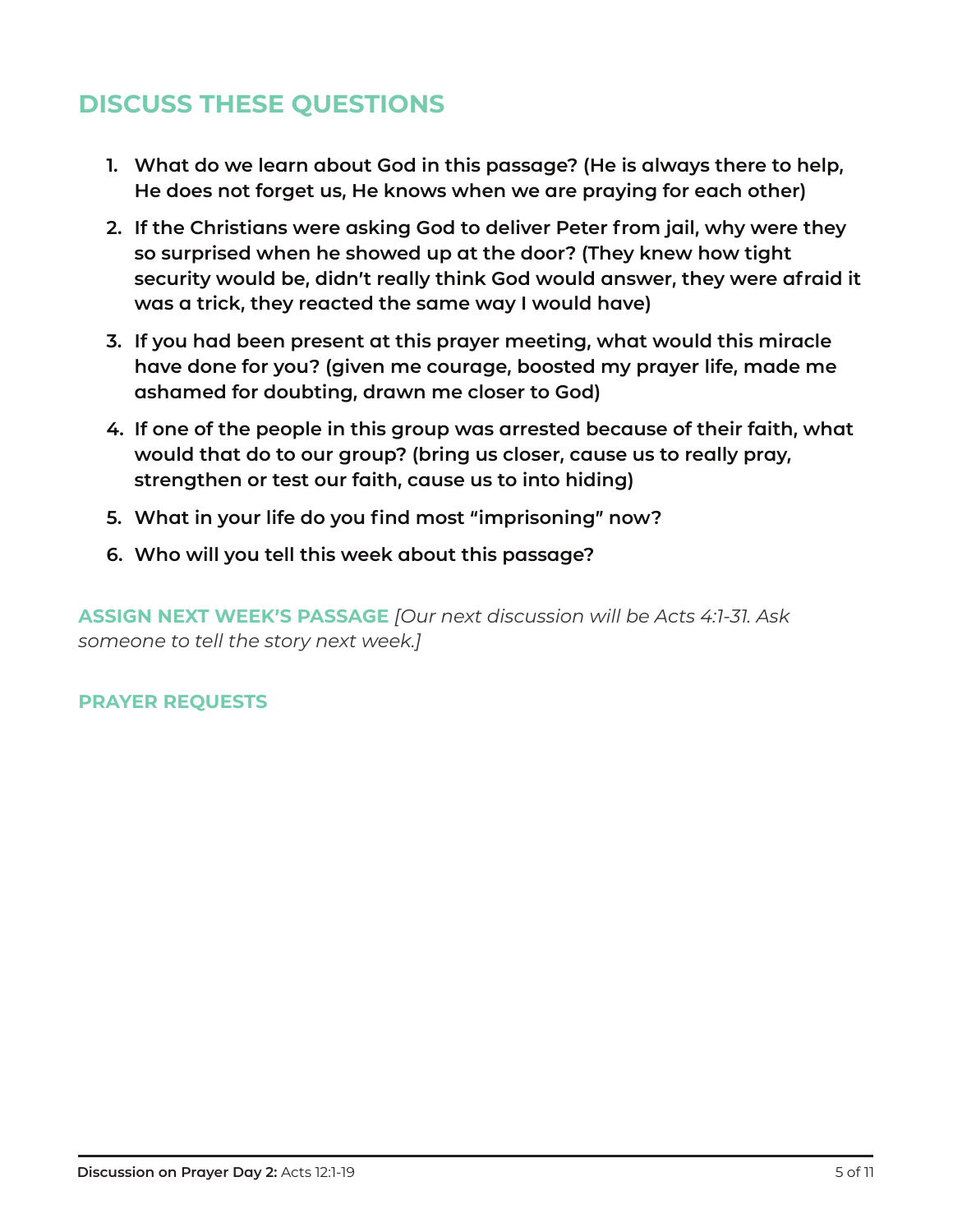## DISCUSS THESE QUESTIONS

1. **What do we learn about God in this passage? (He is always there to help, He does not forget us, He knows when we are praying for each other)**
2. **If the Christians were asking God to deliver Peter from jail, why were they so surprised when he showed up at the door? (They knew how tight security would be, didn't really think God would answer, they were afraid it was a trick, they reacted the same way I would have)**
3. **If you had been present at this prayer meeting, what would this miracle have done for you? (given me courage, boosted my prayer life, made me ashamed for doubting, drawn me closer to God)**
4. **If one of the people in this group was arrested because of their faith, what would that do to our group? (bring us closer, cause us to really pray, strengthen or test our faith, cause us to into hiding)**
5. **What in your life do you find most "imprisoning" now?**
6. **Who will you tell this week about this passage?**

**ASSIGN NEXT WEEK'S PASSAGE** *[Our next discussion will be Acts 4:1-31. Ask someone to tell the story next week.]*

**PRAYER REQUESTS**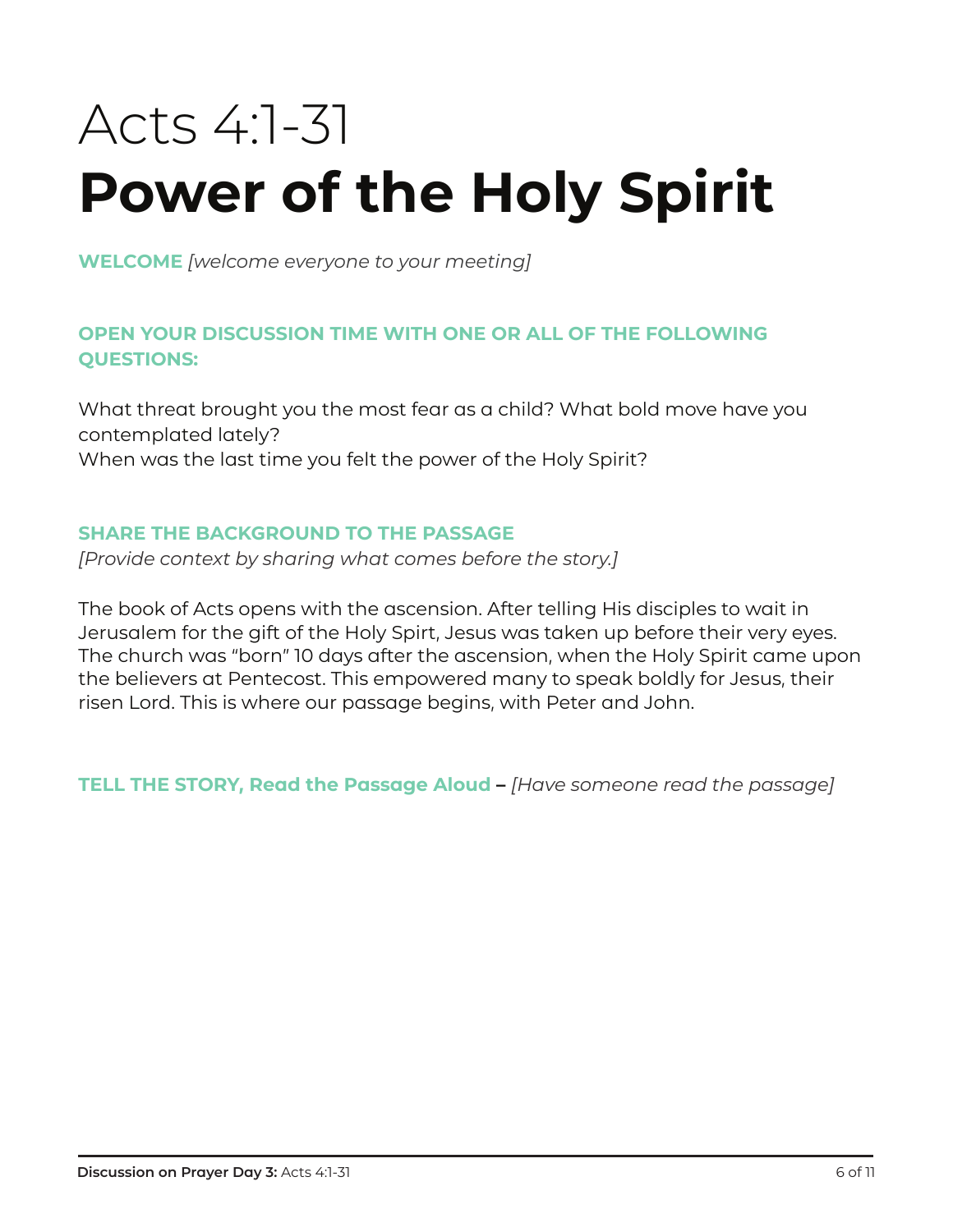# Acts 4:1-31
# **Power of the Holy Spirit**

**WELCOME** *[welcome everyone to your meeting]*

**OPEN YOUR DISCUSSION TIME WITH ONE OR ALL OF THE FOLLOWING QUESTIONS:**

What threat brought you the most fear as a child? What bold move have you contemplated lately?
When was the last time you felt the power of the Holy Spirit?

**SHARE THE BACKGROUND TO THE PASSAGE**
*[Provide context by sharing what comes before the story.]*

The book of Acts opens with the ascension. After telling His disciples to wait in Jerusalem for the gift of the Holy Spirt, Jesus was taken up before their very eyes. The church was "born" 10 days after the ascension, when the Holy Spirit came upon the believers at Pentecost. This empowered many to speak boldly for Jesus, their risen Lord. This is where our passage begins, with Peter and John.

**TELL THE STORY, Read the Passage Aloud –** *[Have someone read the passage]*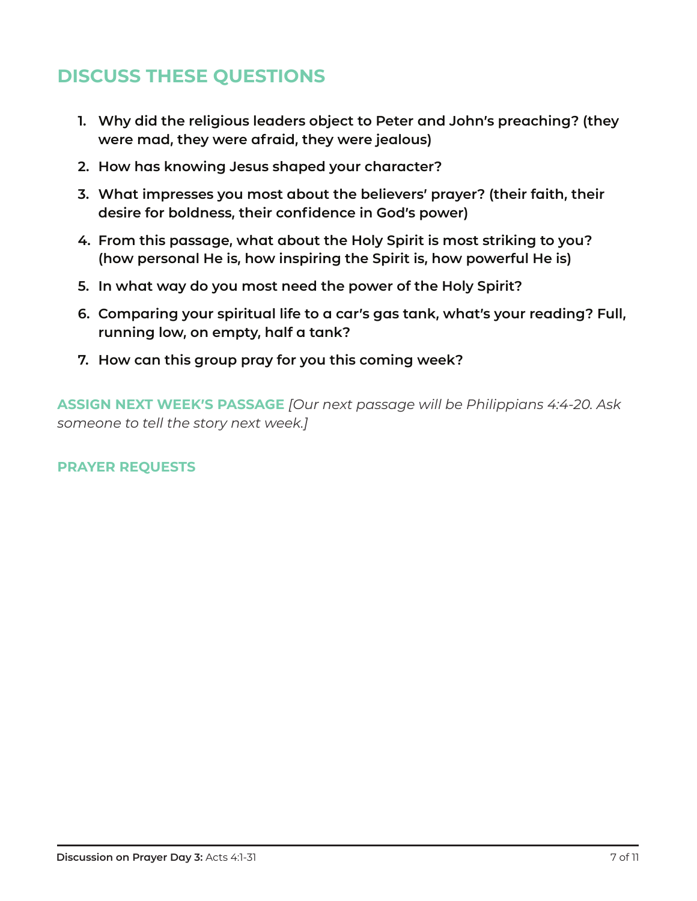## DISCUSS THESE QUESTIONS

1. **Why did the religious leaders object to Peter and John's preaching? (they were mad, they were afraid, they were jealous)**
2. **How has knowing Jesus shaped your character?**
3. **What impresses you most about the believers' prayer? (their faith, their desire for boldness, their confidence in God's power)**
4. **From this passage, what about the Holy Spirit is most striking to you? (how personal He is, how inspiring the Spirit is, how powerful He is)**
5. **In what way do you most need the power of the Holy Spirit?**
6. **Comparing your spiritual life to a car's gas tank, what's your reading? Full, running low, on empty, half a tank?**
7. **How can this group pray for you this coming week?**

**ASSIGN NEXT WEEK'S PASSAGE** *[Our next passage will be Philippians 4:4-20. Ask someone to tell the story next week.]*

**PRAYER REQUESTS**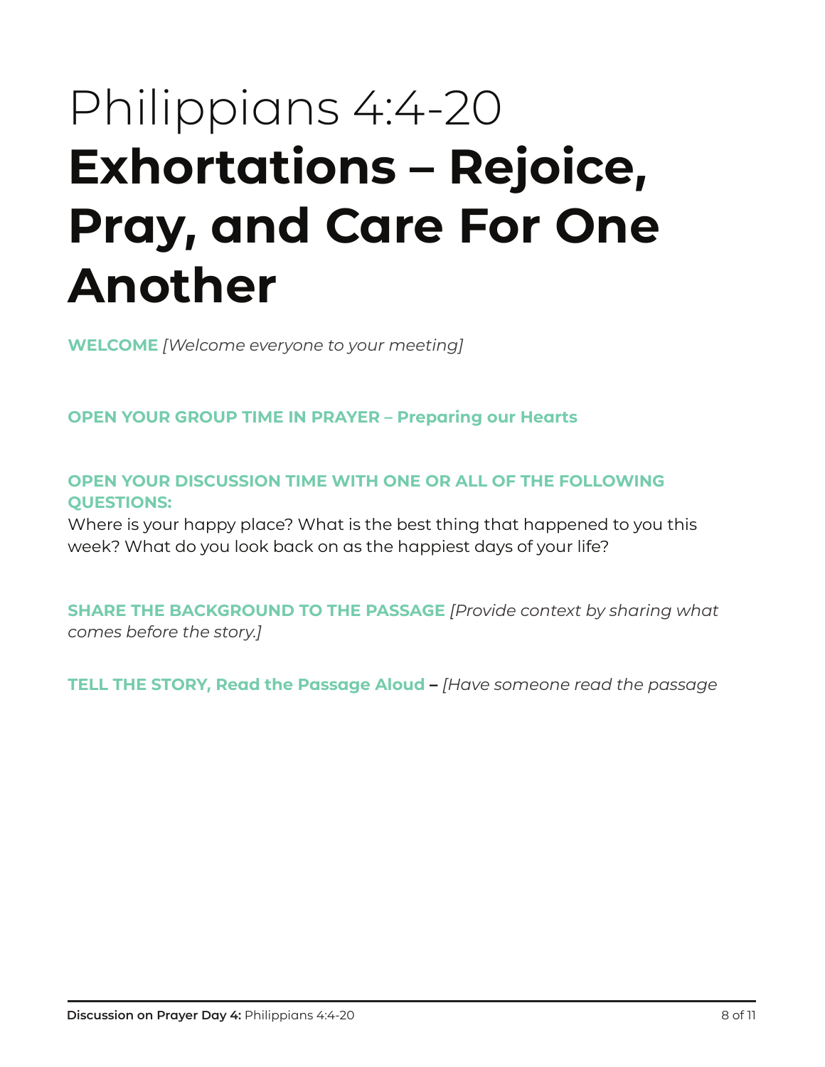# Philippians 4:4-20
# **Exhortations – Rejoice, Pray, and Care For One Another**

**WELCOME** *[Welcome everyone to your meeting]*

**OPEN YOUR GROUP TIME IN PRAYER – Preparing our Hearts**

**OPEN YOUR DISCUSSION TIME WITH ONE OR ALL OF THE FOLLOWING QUESTIONS:**
Where is your happy place? What is the best thing that happened to you this week? What do you look back on as the happiest days of your life?

**SHARE THE BACKGROUND TO THE PASSAGE** *[Provide context by sharing what comes before the story.]*

**TELL THE STORY, Read the Passage Aloud –** *[Have someone read the passage*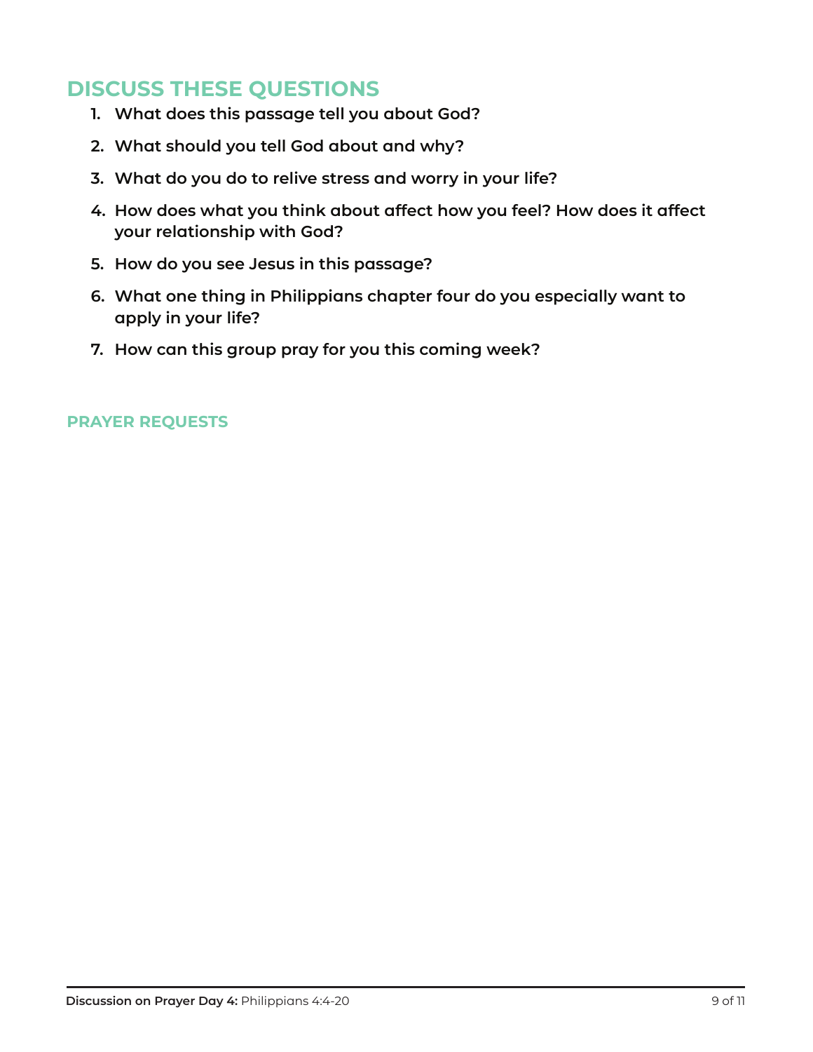## DISCUSS THESE QUESTIONS

1. **What does this passage tell you about God?**
2. **What should you tell God about and why?**
3. **What do you do to relive stress and worry in your life?**
4. **How does what you think about affect how you feel? How does it affect your relationship with God?**
5. **How do you see Jesus in this passage?**
6. **What one thing in Philippians chapter four do you especially want to apply in your life?**
7. **How can this group pray for you this coming week?**

### PRAYER REQUESTS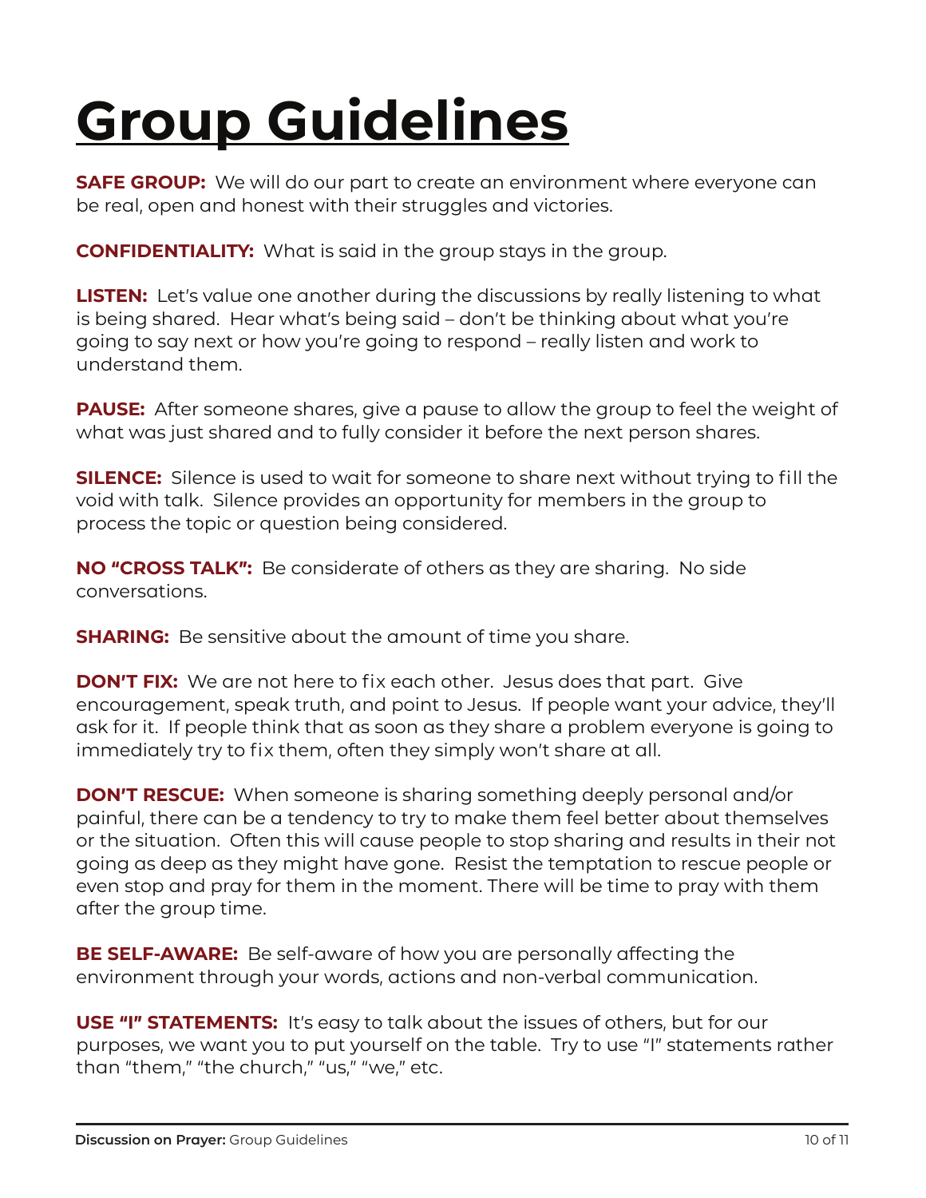# Group Guidelines

**SAFE GROUP:** We will do our part to create an environment where everyone can be real, open and honest with their struggles and victories.

**CONFIDENTIALITY:** What is said in the group stays in the group.

**LISTEN:** Let's value one another during the discussions by really listening to what is being shared. Hear what's being said – don't be thinking about what you're going to say next or how you're going to respond – really listen and work to understand them.

**PAUSE:** After someone shares, give a pause to allow the group to feel the weight of what was just shared and to fully consider it before the next person shares.

**SILENCE:** Silence is used to wait for someone to share next without trying to fill the void with talk. Silence provides an opportunity for members in the group to process the topic or question being considered.

**NO "CROSS TALK":** Be considerate of others as they are sharing. No side conversations.

**SHARING:** Be sensitive about the amount of time you share.

**DON'T FIX:** We are not here to fix each other. Jesus does that part. Give encouragement, speak truth, and point to Jesus. If people want your advice, they'll ask for it. If people think that as soon as they share a problem everyone is going to immediately try to fix them, often they simply won't share at all.

**DON'T RESCUE:** When someone is sharing something deeply personal and/or painful, there can be a tendency to try to make them feel better about themselves or the situation. Often this will cause people to stop sharing and results in their not going as deep as they might have gone. Resist the temptation to rescue people or even stop and pray for them in the moment. There will be time to pray with them after the group time.

**BE SELF-AWARE:** Be self-aware of how you are personally affecting the environment through your words, actions and non-verbal communication.

**USE "I" STATEMENTS:** It's easy to talk about the issues of others, but for our purposes, we want you to put yourself on the table. Try to use "I" statements rather than "them," "the church," "us," "we," etc.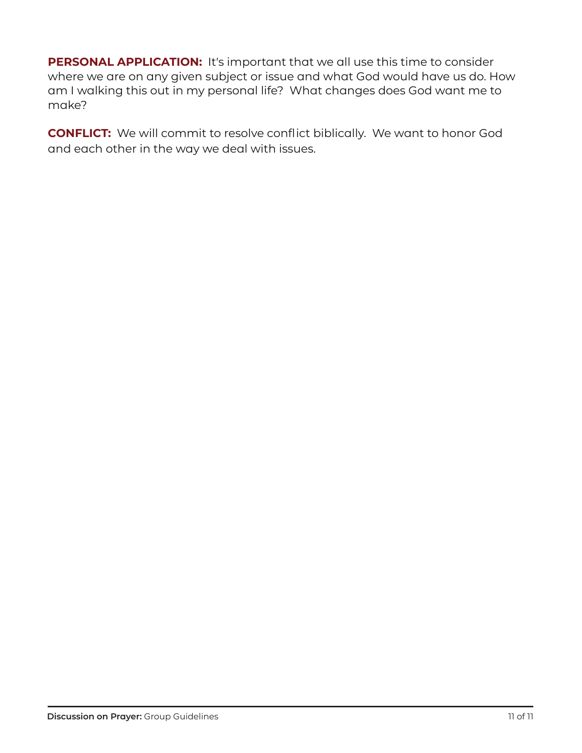**PERSONAL APPLICATION:** It's important that we all use this time to consider where we are on any given subject or issue and what God would have us do. How am I walking this out in my personal life? What changes does God want me to make?

**CONFLICT:** We will commit to resolve conflict biblically. We want to honor God and each other in the way we deal with issues.